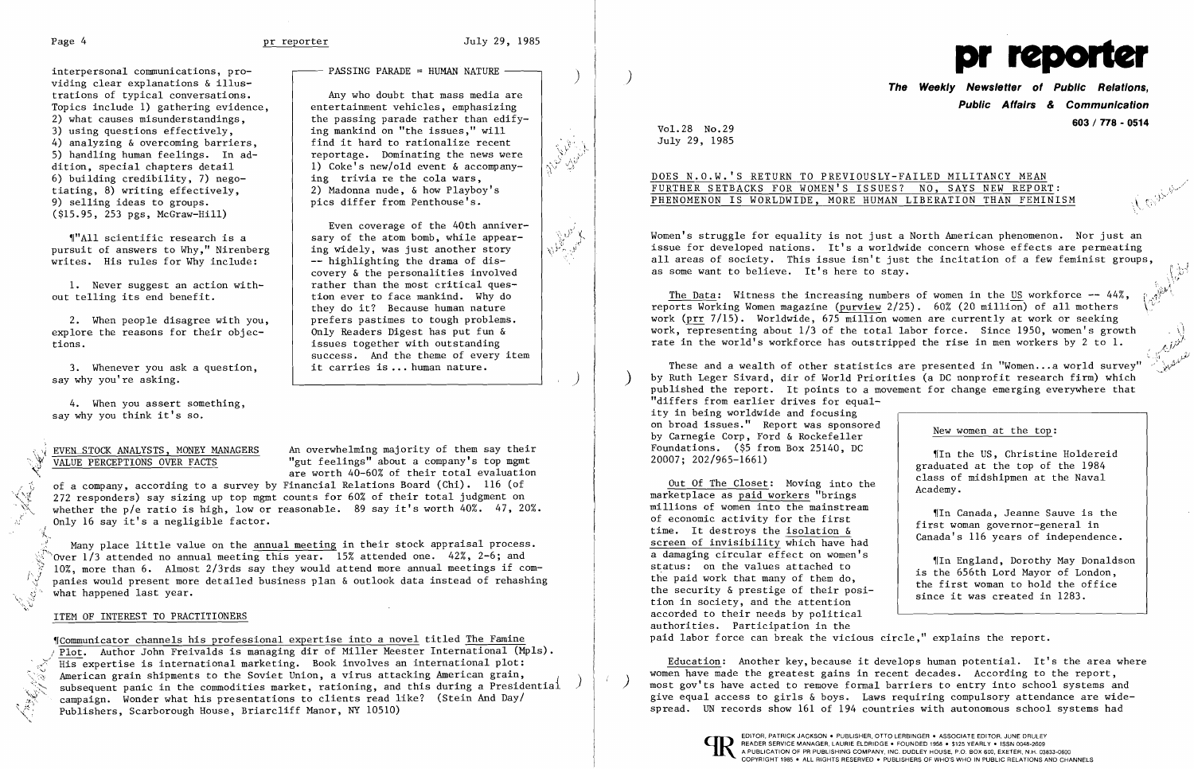interpersonal communications, providing clear explanations & illustrations of typical conversations. Topics include 1) gathering evidence, 2) what causes misunderstandings, 3) using questions effectively, 4) analyzing & overcoming barriers, 5) handling human feelings. In addition, special chapters detail 6) building credibility, 7) negotiating, 8) writing effectively, 9) selling ideas to groups. ($15.95, 253 pgs, McGraw-Hill)

¶"All scientific research is a pursuit of answers to Why," Nirenberg writes. His rules for Why include:

1. Never suggest an action without telling its end benefit.

2. When people disagree with you, explore the reasons for their objections.

3. Whenever you ask a question, say why you're asking.

4. When you assert something, say why you think it's so.

**PASSING PARADE = HUMAN NATURE**

Any who doubt that mass media are entertainment vehicles, emphasizing the passing parade rather than edifying mankind on "the issues," will find it hard to rationalize recent reportage. Dominating the news were 1) Coke's new/old event & accompanying trivia re the cola wars, 2) Madonna nude, & how Playboy's pics differ from Penthouse's.

Even coverage of the 40th anniversary of the atom bomb, while appearing widely, was just another story -- highlighting the drama of discovery & the personalities involved rather than the most critical question ever to face mankind. Why do they do it? Because human nature prefers pastimes to tough problems. Only Readers Digest has put fun & issues together with outstanding success. And the theme of every item it carries is ... human nature.

## EVEN STOCK ANALYSTS, MONEY MANAGERS VALUE PERCEPTIONS OVER FACTS

An overwhelming majority of them say their "gut feelings" about a company's top mgmt are worth 40-60% of their total evaluation of a company, according to a survey by Financial Relations Board (Chi). 116 (of 272 responders) say sizing up top mgmt counts for 60% of their total judgment on whether the p/e ratio is high, low or reasonable. 89 say it's worth 40%. 47, 20%. Only 16 say it's a negligible factor.

Many place little value on the annual meeting in their stock appraisal process. Over 1/3 attended no annual meeting this year. 15% attended one. 42%, 2-6; and 10%, more than 6. Almost 2/3rds say they would attend more annual meetings if companies would present more detailed business plan & outlook data instead of rehashing what happened last year.

## ITEM OF INTEREST TO PRACTITIONERS

¶Communicator channels his professional expertise into a novel titled The Famine Plot. Author John Freivalds is managing dir of Miller Meester International (Mpls). His expertise is international marketing. Book involves an international plot: American grain shipments to the Soviet Union, a virus attacking American grain, subsequent panic in the commodities market, rationing, and this during a Presidential campaign. Wonder what his presentations to clients read like? (Stein And Day/ Publishers, Scarborough House, Briarcliff Manor, NY 10510)

# pr reporter

**The Weekly Newsletter of Public Relations, Public Affairs & Communication**

603 / 778 - 0514

Vol.28 No.29
July 29, 1985

## DOES N.O.W.'S RETURN TO PREVIOUSLY-FAILED MILITANCY MEAN FURTHER SETBACKS FOR WOMEN'S ISSUES? NO, SAYS NEW REPORT: PHENOMENON IS WORLDWIDE, MORE HUMAN LIBERATION THAN FEMINISM

Women's struggle for equality is not just a North American phenomenon. Nor just an issue for developed nations. It's a worldwide concern whose effects are permeating all areas of society. This issue isn't just the incitation of a few feminist groups, as some want to believe. It's here to stay.

The Data: Witness the increasing numbers of women in the US workforce -- 44%, reports Working Women magazine (purview 2/25). 60% (20 million) of all mothers work (prr 7/15). Worldwide, 675 million women are currently at work or seeking work, representing about 1/3 of the total labor force. Since 1950, women's growth rate in the world's workforce has outstripped the rise in men workers by 2 to 1.

These and a wealth of other statistics are presented in "Women...a world survey" by Ruth Leger Sivard, dir of World Priorities (a DC nonprofit research firm) which published the report. It points to a movement for change emerging everywhere that "differs from earlier drives for equality in being worldwide and focusing on broad issues." Report was sponsored by Carnegie Corp, Ford & Rockefeller Foundations. ($5 from Box 25140, DC 20007; 202/965-1661)

Out Of The Closet: Moving into the marketplace as paid workers "brings millions of women into the mainstream of economic activity for the first time. It destroys the isolation & screen of invisibility which have had a damaging circular effect on women's status: on the values attached to the paid work that many of them do, the security & prestige of their position in society, and the attention accorded to their needs by political authorities. Participation in the paid labor force can break the vicious circle," explains the report.

**New women at the top:**

¶In the US, Christine Holdereid graduated at the top of the 1984 class of midshipmen at the Naval Academy.

¶In Canada, Jeanne Sauve is the first woman governor-general in Canada's 116 years of independence.

¶In England, Dorothy May Donaldson is the 656th Lord Mayor of London, the first woman to hold the office since it was created in 1283.

Education: Another key, because it develops human potential. It's the area where women have made the greatest gains in recent decades. According to the report, most gov'ts have acted to remove formal barriers to entry into school systems and give equal access to girls & boys. Laws requiring compulsory attendance are widespread. UN records show 161 of 194 countries with autonomous school systems had

EDITOR, PATRICK JACKSON • PUBLISHER, OTTO LERBINGER • ASSOCIATE EDITOR, JUNE DRULEY
READER SERVICE MANAGER, LAURIE ELDRIDGE • FOUNDED 1958 • $125 YEARLY • ISSN 0048-2609
A PUBLICATION OF PR PUBLISHING COMPANY, INC. DUDLEY HOUSE, P.O. BOX 600, EXETER, N.H. 03833-0600
COPYRIGHT 1985 • ALL RIGHTS RESERVED • PUBLISHERS OF WHO'S WHO IN PUBLIC RELATIONS AND CHANNELS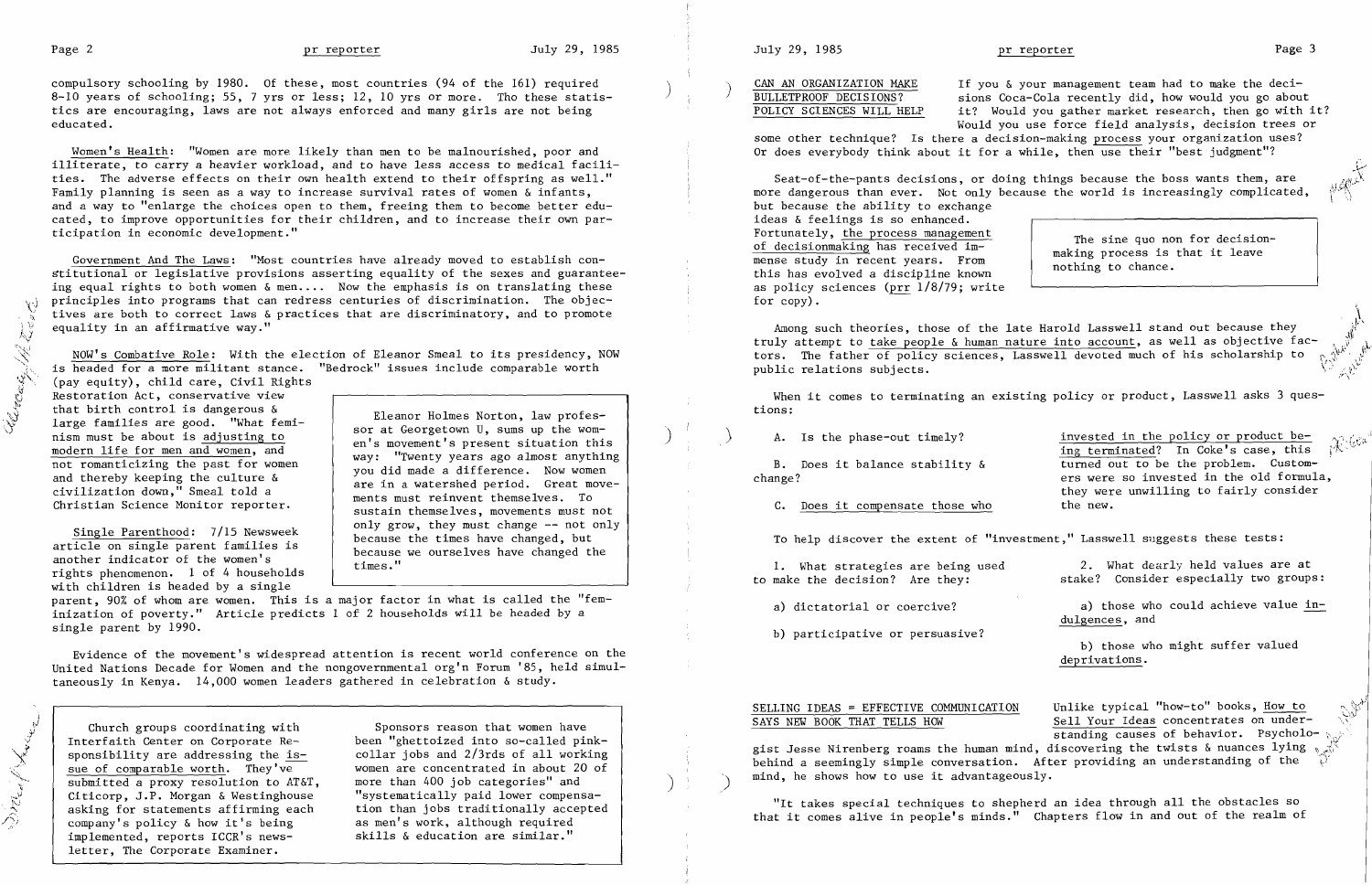compulsory schooling by 1980. Of these, most countries (94 of the 161) required 8-10 years of schooling; 55, 7 yrs or less; 12, 10 yrs or more. Tho these statistics are encouraging, laws are not always enforced and many girls are not being educated.

Women's Health: "Women are more likely than men to be malnourished, poor and illiterate, to carry a heavier workload, and to have less access to medical facilities. The adverse effects on their own health extend to their offspring as well." Family planning is seen as a way to increase survival rates of women & infants, and a way to "enlarge the choices open to them, freeing them to become better educated, to improve opportunities for their children, and to increase their own participation in economic development."

Government And The Laws: "Most countries have already moved to establish constitutional or legislative provisions asserting equality of the sexes and guaranteeing equal rights to both women & men.... Now the emphasis is on translating these principles into programs that can redress centuries of discrimination. The objectives are both to correct laws & practices that are discriminatory, and to promote equality in an affirmative way."

NOW's Combative Role: With the election of Eleanor Smeal to its presidency, NOW is headed for a more militant stance. "Bedrock" issues include comparable worth (pay equity), child care, Civil Rights Restoration Act, conservative view that birth control is dangerous & large families are good. "What feminism must be about is adjusting to modern life for men and women, and not romanticizing the past for women and thereby keeping the culture & civilization down," Smeal told a Christian Science Monitor reporter.

> Eleanor Holmes Norton, law professor at Georgetown U, sums up the women's movement's present situation this way: "Twenty years ago almost anything you did made a difference. Now women are in a watershed period. Great movements must reinvent themselves. To sustain themselves, movements must not only grow, they must change -- not only because the times have changed, but because we ourselves have changed the times."

Single Parenthood: 7/15 Newsweek article on single parent families is another indicator of the women's rights phenomenon. 1 of 4 households with children is headed by a single parent, 90% of whom are women. This is a major factor in what is called the "feminization of poverty." Article predicts 1 of 2 households will be headed by a single parent by 1990.

Evidence of the movement's widespread attention is recent world conference on the United Nations Decade for Women and the nongovernmental org'n Forum '85, held simultaneously in Kenya. 14,000 women leaders gathered in celebration & study.

> Church groups coordinating with Interfaith Center on Corporate Responsibility are addressing the issue of comparable worth. They've submitted a proxy resolution to AT&T, Citicorp, J.P. Morgan & Westinghouse asking for statements affirming each company's policy & how it's being implemented, reports ICCR's newsletter, The Corporate Examiner.
>
> Sponsors reason that women have been "ghettoized into so-called pink-collar jobs and 2/3rds of all working women are concentrated in about 20 of more than 400 job categories" and "systematically paid lower compensation than jobs traditionally accepted as men's work, although required skills & education are similar."

## CAN AN ORGANIZATION MAKE BULLETPROOF DECISIONS? POLICY SCIENCES WILL HELP

If you & your management team had to make the decisions Coca-Cola recently did, how would you go about it? Would you gather market research, then go with it? Would you use force field analysis, decision trees or some other technique? Is there a decision-making process your organization uses? Or does everybody think about it for a while, then use their "best judgment"?

Seat-of-the-pants decisions, or doing things because the boss wants them, are more dangerous than ever. Not only because the world is increasingly complicated, but because the ability to exchange ideas & feelings is so enhanced. Fortunately, the process management of decisionmaking has received immense study in recent years. From this has evolved a discipline known as policy sciences (prr 1/8/79; write for copy).

> The sine quo non for decision-making process is that it leave nothing to chance.

Among such theories, those of the late Harold Lasswell stand out because they truly attempt to take people & human nature into account, as well as objective factors. The father of policy sciences, Lasswell devoted much of his scholarship to public relations subjects.

When it comes to terminating an existing policy or product, Lasswell asks 3 questions:

A. Is the phase-out timely?

B. Does it balance stability & change?

C. Does it compensate those who invested in the policy or product being terminated? In Coke's case, this turned out to be the problem. Customers were so invested in the old formula, they were unwilling to fairly consider the new.

To help discover the extent of "investment," Lasswell suggests these tests:

1. What strategies are being used to make the decision? Are they:

   a) dictatorial or coercive?

   b) participative or persuasive?

2. What dearly held values are at stake? Consider especially two groups:

   a) those who could achieve value indulgences, and

   b) those who might suffer valued deprivations.

## SELLING IDEAS = EFFECTIVE COMMUNICATION SAYS NEW BOOK THAT TELLS HOW

Unlike typical "how-to" books, How to Sell Your Ideas concentrates on understanding causes of behavior. Psychologist Jesse Nirenberg roams the human mind, discovering the twists & nuances lying behind a seemingly simple conversation. After providing an understanding of the mind, he shows how to use it advantageously.

"It takes special techniques to shepherd an idea through all the obstacles so that it comes alive in people's minds." Chapters flow in and out of the realm of